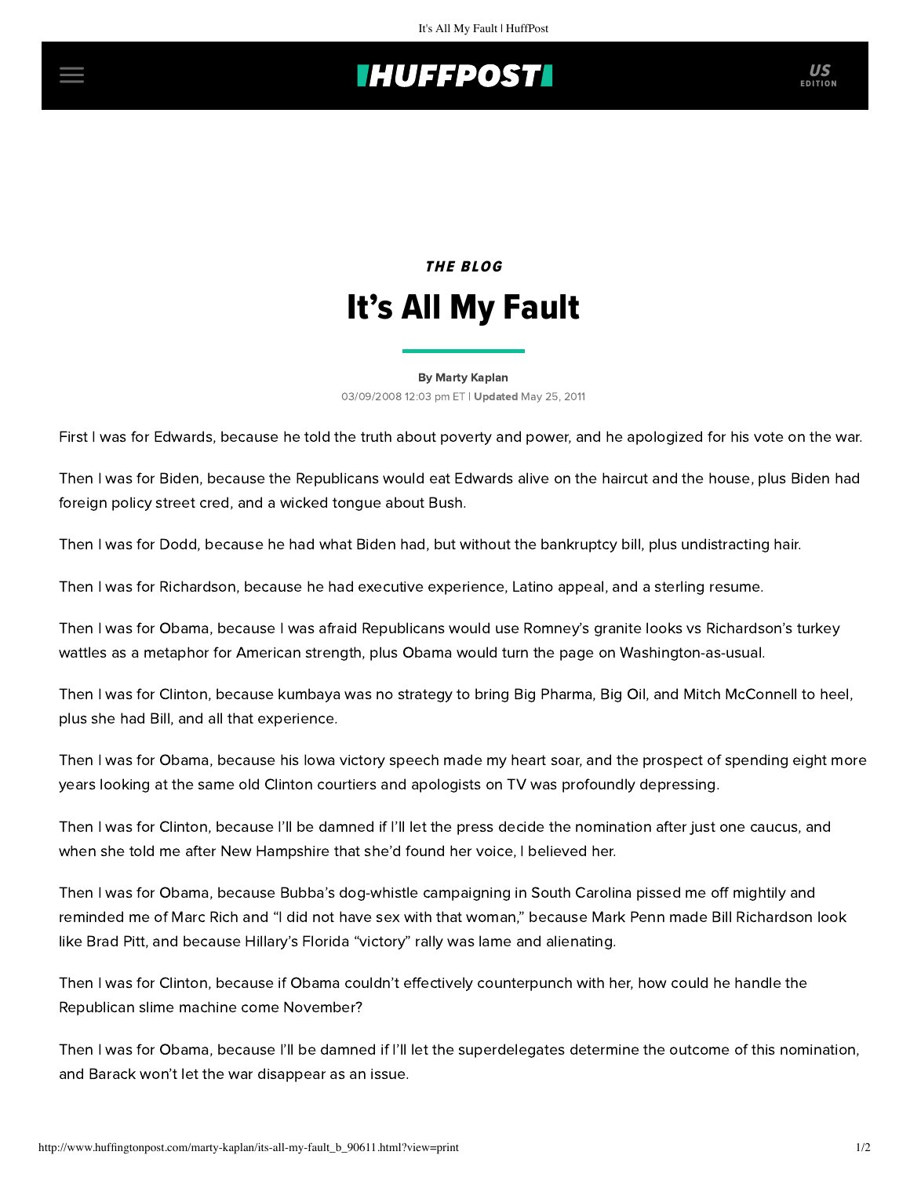THE BLOG

# It's All My Fault

By Marty Kaplan

03/09/2008 12:03 pm ET | **Updated** May 25, 2011

First I was for Edwards, because he told the truth about poverty and power, and he apologized for his vote on the war.

Then I was for Biden, because the Republicans would eat Edwards alive on the haircut and the house, plus Biden had foreign policy street cred, and a wicked tongue about Bush.

Then I was for Dodd, because he had what Biden had, but without the bankruptcy bill, plus undistracting hair.

Then I was for Richardson, because he had executive experience, Latino appeal, and a sterling resume.

Then I was for Obama, because I was afraid Republicans would use Romney's granite looks vs Richardson's turkey wattles as a metaphor for American strength, plus Obama would turn the page on Washington-as-usual.

Then I was for Clinton, because kumbaya was no strategy to bring Big Pharma, Big Oil, and Mitch McConnell to heel, plus she had Bill, and all that experience.

Then I was for Obama, because his Iowa victory speech made my heart soar, and the prospect of spending eight more years looking at the same old Clinton courtiers and apologists on TV was profoundly depressing.

Then I was for Clinton, because I'll be damned if I'll let the press decide the nomination after just one caucus, and when she told me after New Hampshire that she'd found her voice, I believed her.

Then I was for Obama, because Bubba's dog-whistle campaigning in South Carolina pissed me off mightily and reminded me of Marc Rich and "I did not have sex with that woman," because Mark Penn made Bill Richardson look like Brad Pitt, and because Hillary's Florida "victory" rally was lame and alienating.

Then I was for Clinton, because if Obama couldn't effectively counterpunch with her, how could he handle the Republican slime machine come November?

Then I was for Obama, because I'll be damned if I'll let the superdelegates determine the outcome of this nomination, and Barack won't let the war disappear as an issue.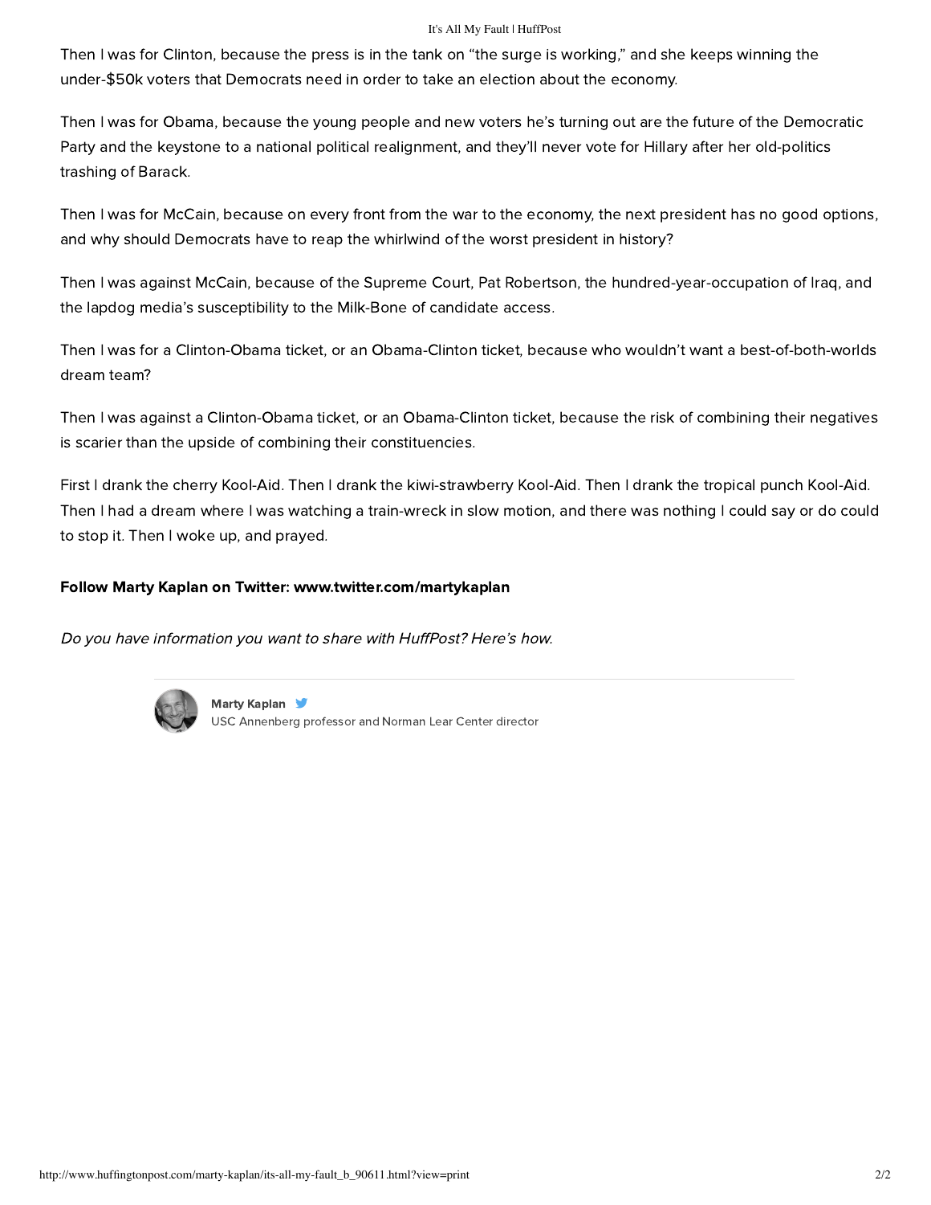Then I was for Clinton, because the press is in the tank on "the surge is working," and she keeps winning the under-$50k voters that Democrats need in order to take an election about the economy.

Then I was for Obama, because the young people and new voters he's turning out are the future of the Democratic Party and the keystone to a national political realignment, and they'll never vote for Hillary after her old-politics trashing of Barack.

Then I was for McCain, because on every front from the war to the economy, the next president has no good options, and why should Democrats have to reap the whirlwind of the worst president in history?

Then I was against McCain, because of the Supreme Court, Pat Robertson, the hundred-year-occupation of Iraq, and the lapdog media's susceptibility to the Milk-Bone of candidate access.

Then I was for a Clinton-Obama ticket, or an Obama-Clinton ticket, because who wouldn't want a best-of-both-worlds dream team?

Then I was against a Clinton-Obama ticket, or an Obama-Clinton ticket, because the risk of combining their negatives is scarier than the upside of combining their constituencies.

First I drank the cherry Kool-Aid. Then I drank the kiwi-strawberry Kool-Aid. Then I drank the tropical punch Kool-Aid. Then I had a dream where I was watching a train-wreck in slow motion, and there was nothing I could say or do could to stop it. Then I woke up, and prayed.

**Follow Marty Kaplan on Twitter: www.twitter.com/martykaplan**

*Do you have information you want to share with HuffPost? Here's how.*

**Marty Kaplan**
USC Annenberg professor and Norman Lear Center director